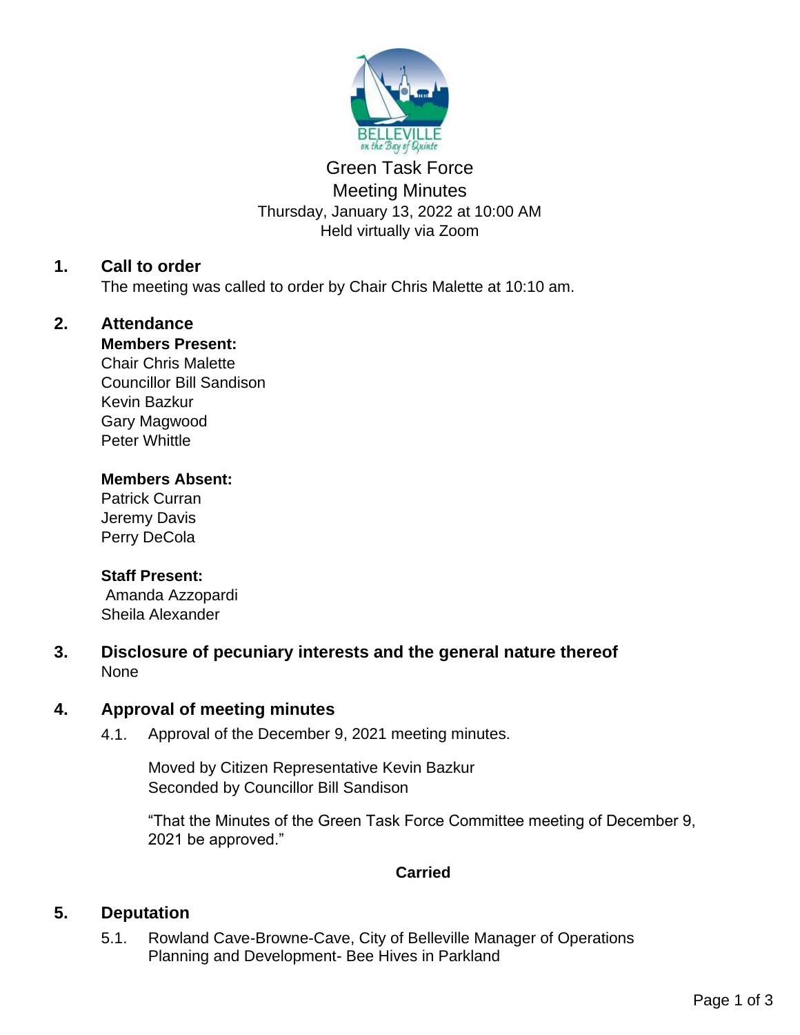# Green Task Force
## Meeting Minutes
Thursday, January 13, 2022 at 10:00 AM
Held virtually via Zoom

## 1. Call to order

The meeting was called to order by Chair Chris Malette at 10:10 am.

## 2. Attendance

**Members Present:**
Chair Chris Malette
Councillor Bill Sandison
Kevin Bazkur
Gary Magwood
Peter Whittle

**Members Absent:**
Patrick Curran
Jeremy Davis
Perry DeCola

**Staff Present:**
Amanda Azzopardi
Sheila Alexander

## 3. Disclosure of pecuniary interests and the general nature thereof

None

## 4. Approval of meeting minutes

4.1. Approval of the December 9, 2021 meeting minutes.

Moved by Citizen Representative Kevin Bazkur
Seconded by Councillor Bill Sandison

"That the Minutes of the Green Task Force Committee meeting of December 9, 2021 be approved."

**Carried**

## 5. Deputation

5.1. Rowland Cave-Browne-Cave, City of Belleville Manager of Operations Planning and Development- Bee Hives in Parkland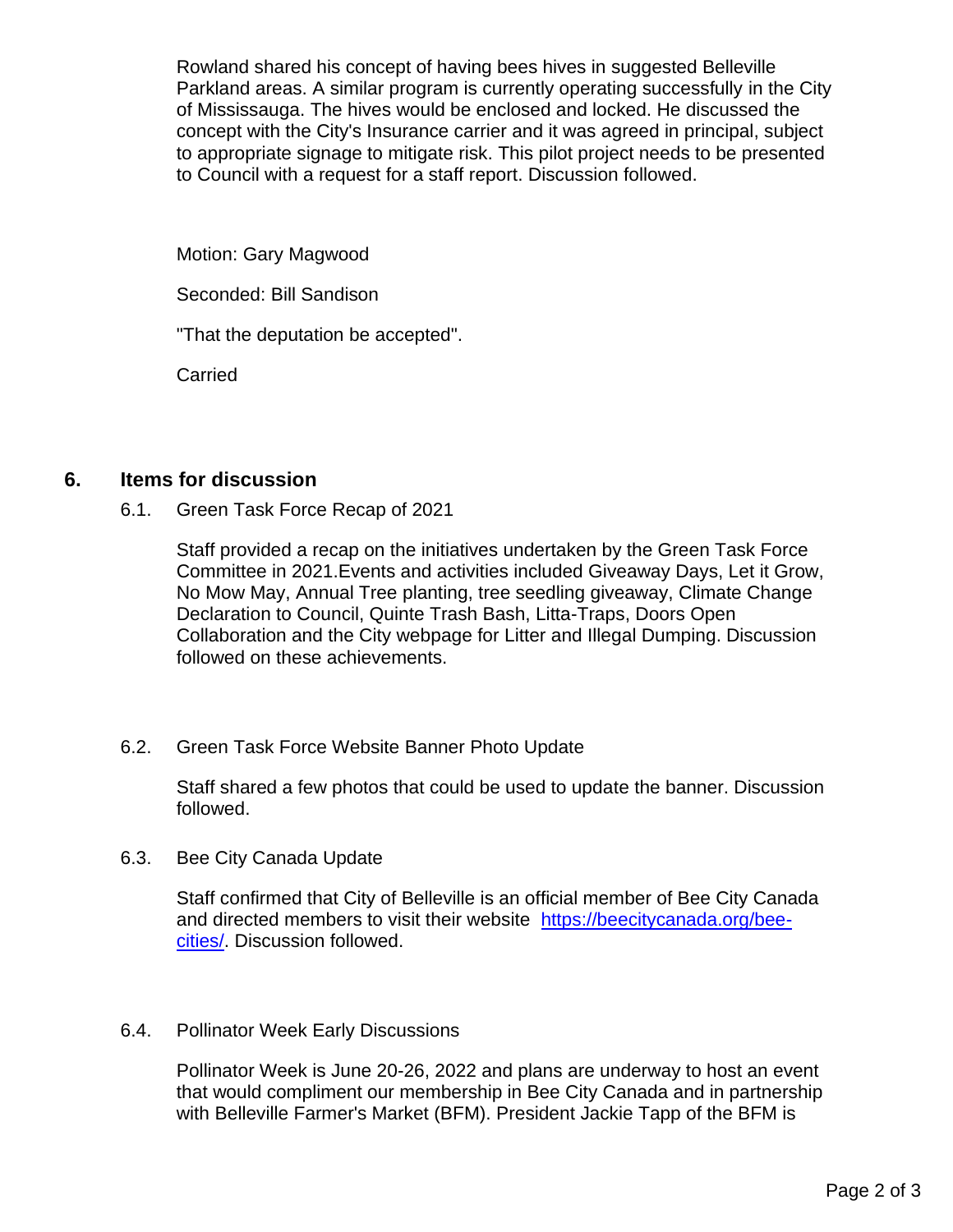Rowland shared his concept of having bees hives in suggested Belleville Parkland areas. A similar program is currently operating successfully in the City of Mississauga. The hives would be enclosed and locked. He discussed the concept with the City's Insurance carrier and it was agreed in principal, subject to appropriate signage to mitigate risk. This pilot project needs to be presented to Council with a request for a staff report. Discussion followed.

Motion: Gary Magwood

Seconded: Bill Sandison

"That the deputation be accepted".

Carried

## 6. Items for discussion

### 6.1. Green Task Force Recap of 2021

Staff provided a recap on the initiatives undertaken by the Green Task Force Committee in 2021.Events and activities included Giveaway Days, Let it Grow, No Mow May, Annual Tree planting, tree seedling giveaway, Climate Change Declaration to Council, Quinte Trash Bash, Litta-Traps, Doors Open Collaboration and the City webpage for Litter and Illegal Dumping. Discussion followed on these achievements.

### 6.2. Green Task Force Website Banner Photo Update

Staff shared a few photos that could be used to update the banner. Discussion followed.

### 6.3. Bee City Canada Update

Staff confirmed that City of Belleville is an official member of Bee City Canada and directed members to visit their website [https://beecitycanada.org/bee-cities/](https://beecitycanada.org/bee-cities/). Discussion followed.

### 6.4. Pollinator Week Early Discussions

Pollinator Week is June 20-26, 2022 and plans are underway to host an event that would compliment our membership in Bee City Canada and in partnership with Belleville Farmer's Market (BFM). President Jackie Tapp of the BFM is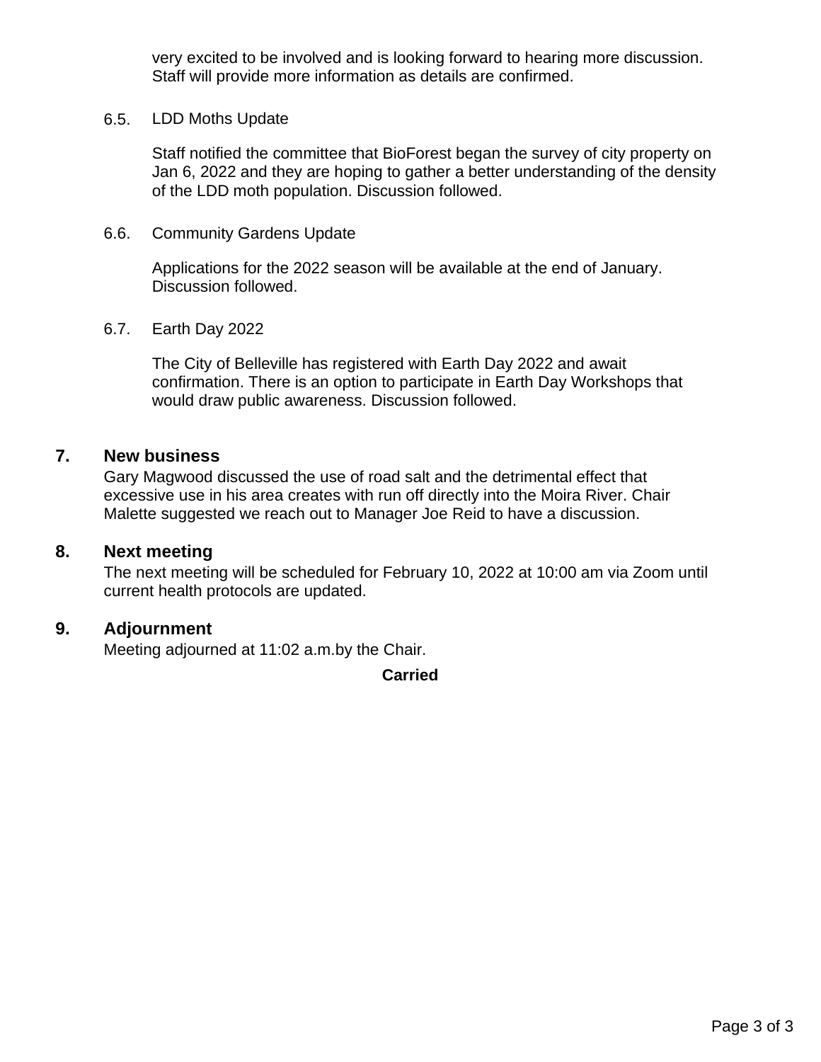very excited to be involved and is looking forward to hearing more discussion. Staff will provide more information as details are confirmed.

6.5. LDD Moths Update

Staff notified the committee that BioForest began the survey of city property on Jan 6, 2022 and they are hoping to gather a better understanding of the density of the LDD moth population. Discussion followed.

6.6. Community Gardens Update

Applications for the 2022 season will be available at the end of January. Discussion followed.

6.7. Earth Day 2022

The City of Belleville has registered with Earth Day 2022 and await confirmation. There is an option to participate in Earth Day Workshops that would draw public awareness. Discussion followed.

## 7. New business

Gary Magwood discussed the use of road salt and the detrimental effect that excessive use in his area creates with run off directly into the Moira River. Chair Malette suggested we reach out to Manager Joe Reid to have a discussion.

## 8. Next meeting

The next meeting will be scheduled for February 10, 2022 at 10:00 am via Zoom until current health protocols are updated.

## 9. Adjournment

Meeting adjourned at 11:02 a.m.by the Chair.

**Carried**